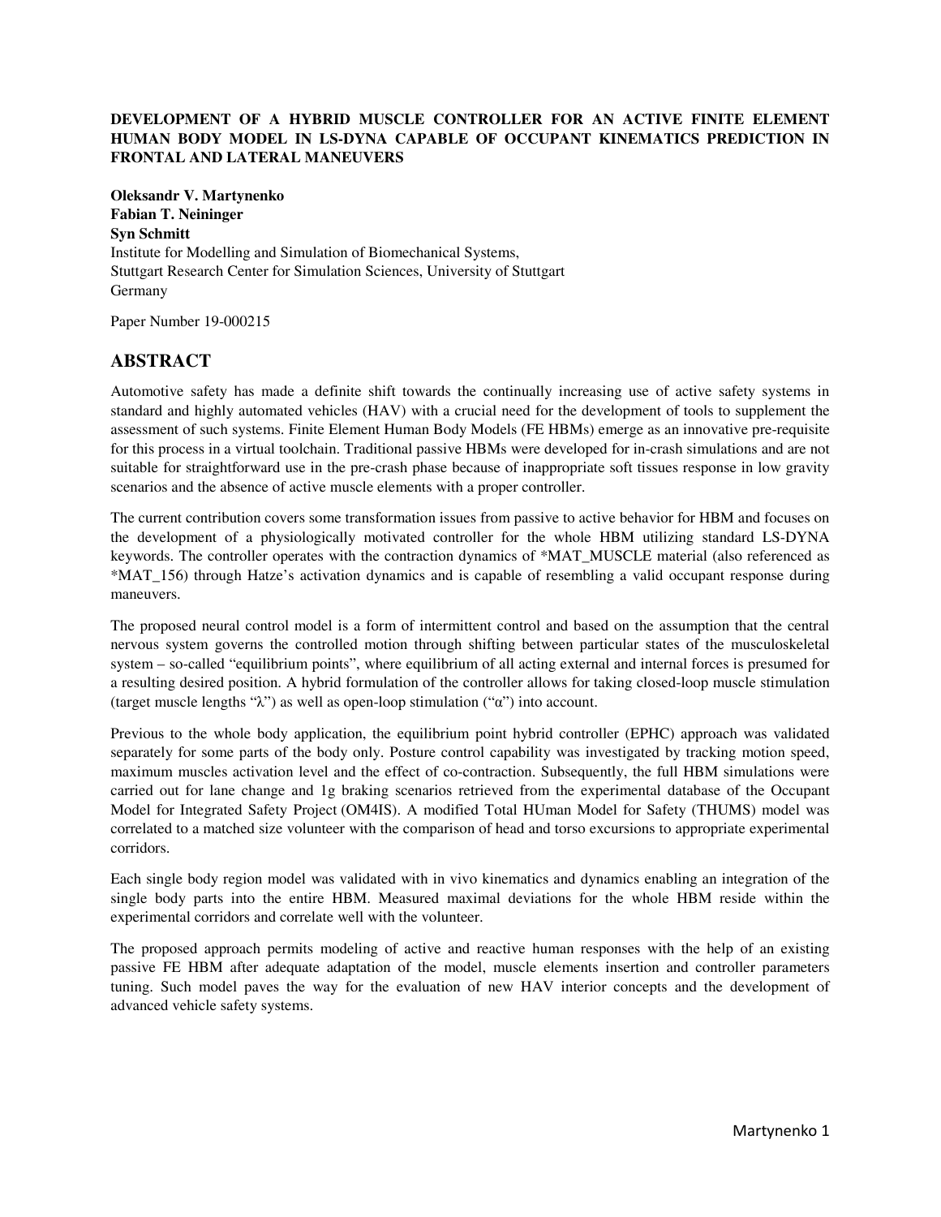**DEVELOPMENT OF A HYBRID MUSCLE CONTROLLER FOR AN ACTIVE FINITE ELEMENT HUMAN BODY MODEL IN LS-DYNA CAPABLE OF OCCUPANT KINEMATICS PREDICTION IN FRONTAL AND LATERAL MANEUVERS**

**Oleksandr V. Martynenko**
**Fabian T. Neininger**
**Syn Schmitt**
Institute for Modelling and Simulation of Biomechanical Systems,
Stuttgart Research Center for Simulation Sciences, University of Stuttgart
Germany

Paper Number 19-000215

## ABSTRACT

Automotive safety has made a definite shift towards the continually increasing use of active safety systems in standard and highly automated vehicles (HAV) with a crucial need for the development of tools to supplement the assessment of such systems. Finite Element Human Body Models (FE HBMs) emerge as an innovative pre-requisite for this process in a virtual toolchain. Traditional passive HBMs were developed for in-crash simulations and are not suitable for straightforward use in the pre-crash phase because of inappropriate soft tissues response in low gravity scenarios and the absence of active muscle elements with a proper controller.

The current contribution covers some transformation issues from passive to active behavior for HBM and focuses on the development of a physiologically motivated controller for the whole HBM utilizing standard LS-DYNA keywords. The controller operates with the contraction dynamics of *MAT_MUSCLE material (also referenced as *MAT_156) through Hatze's activation dynamics and is capable of resembling a valid occupant response during maneuvers.

The proposed neural control model is a form of intermittent control and based on the assumption that the central nervous system governs the controlled motion through shifting between particular states of the musculoskeletal system – so-called "equilibrium points", where equilibrium of all acting external and internal forces is presumed for a resulting desired position. A hybrid formulation of the controller allows for taking closed-loop muscle stimulation (target muscle lengths "λ") as well as open-loop stimulation ("α") into account.

Previous to the whole body application, the equilibrium point hybrid controller (EPHC) approach was validated separately for some parts of the body only. Posture control capability was investigated by tracking motion speed, maximum muscles activation level and the effect of co-contraction. Subsequently, the full HBM simulations were carried out for lane change and 1g braking scenarios retrieved from the experimental database of the Occupant Model for Integrated Safety Project (OM4IS). A modified Total HUman Model for Safety (THUMS) model was correlated to a matched size volunteer with the comparison of head and torso excursions to appropriate experimental corridors.

Each single body region model was validated with in vivo kinematics and dynamics enabling an integration of the single body parts into the entire HBM. Measured maximal deviations for the whole HBM reside within the experimental corridors and correlate well with the volunteer.

The proposed approach permits modeling of active and reactive human responses with the help of an existing passive FE HBM after adequate adaptation of the model, muscle elements insertion and controller parameters tuning. Such model paves the way for the evaluation of new HAV interior concepts and the development of advanced vehicle safety systems.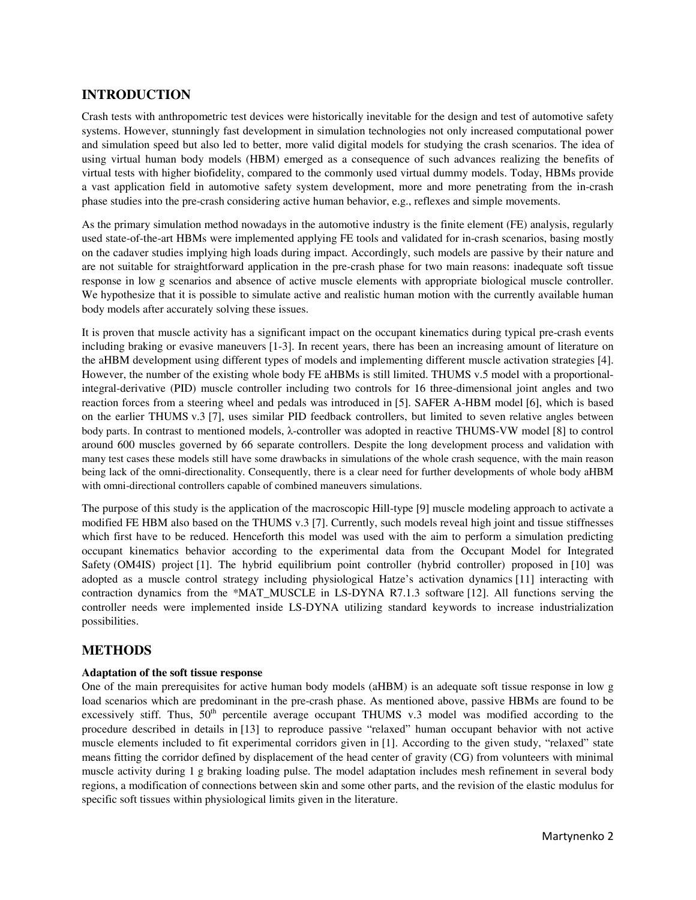## INTRODUCTION

Crash tests with anthropometric test devices were historically inevitable for the design and test of automotive safety systems. However, stunningly fast development in simulation technologies not only increased computational power and simulation speed but also led to better, more valid digital models for studying the crash scenarios. The idea of using virtual human body models (HBM) emerged as a consequence of such advances realizing the benefits of virtual tests with higher biofidelity, compared to the commonly used virtual dummy models. Today, HBMs provide a vast application field in automotive safety system development, more and more penetrating from the in-crash phase studies into the pre-crash considering active human behavior, e.g., reflexes and simple movements.

As the primary simulation method nowadays in the automotive industry is the finite element (FE) analysis, regularly used state-of-the-art HBMs were implemented applying FE tools and validated for in-crash scenarios, basing mostly on the cadaver studies implying high loads during impact. Accordingly, such models are passive by their nature and are not suitable for straightforward application in the pre-crash phase for two main reasons: inadequate soft tissue response in low g scenarios and absence of active muscle elements with appropriate biological muscle controller. We hypothesize that it is possible to simulate active and realistic human motion with the currently available human body models after accurately solving these issues.

It is proven that muscle activity has a significant impact on the occupant kinematics during typical pre-crash events including braking or evasive maneuvers [1-3]. In recent years, there has been an increasing amount of literature on the aHBM development using different types of models and implementing different muscle activation strategies [4]. However, the number of the existing whole body FE aHBMs is still limited. THUMS v.5 model with a proportional-integral-derivative (PID) muscle controller including two controls for 16 three-dimensional joint angles and two reaction forces from a steering wheel and pedals was introduced in [5]. SAFER A-HBM model [6], which is based on the earlier THUMS v.3 [7], uses similar PID feedback controllers, but limited to seven relative angles between body parts. In contrast to mentioned models, λ-controller was adopted in reactive THUMS-VW model [8] to control around 600 muscles governed by 66 separate controllers. Despite the long development process and validation with many test cases these models still have some drawbacks in simulations of the whole crash sequence, with the main reason being lack of the omni-directionality. Consequently, there is a clear need for further developments of whole body aHBM with omni-directional controllers capable of combined maneuvers simulations.

The purpose of this study is the application of the macroscopic Hill-type [9] muscle modeling approach to activate a modified FE HBM also based on the THUMS v.3 [7]. Currently, such models reveal high joint and tissue stiffnesses which first have to be reduced. Henceforth this model was used with the aim to perform a simulation predicting occupant kinematics behavior according to the experimental data from the Occupant Model for Integrated Safety (OM4IS) project [1]. The hybrid equilibrium point controller (hybrid controller) proposed in [10] was adopted as a muscle control strategy including physiological Hatze's activation dynamics [11] interacting with contraction dynamics from the *MAT_MUSCLE in LS-DYNA R7.1.3 software [12]. All functions serving the controller needs were implemented inside LS-DYNA utilizing standard keywords to increase industrialization possibilities.

## METHODS

**Adaptation of the soft tissue response**

One of the main prerequisites for active human body models (aHBM) is an adequate soft tissue response in low g load scenarios which are predominant in the pre-crash phase. As mentioned above, passive HBMs are found to be excessively stiff. Thus, 50th percentile average occupant THUMS v.3 model was modified according to the procedure described in details in [13] to reproduce passive "relaxed" human occupant behavior with not active muscle elements included to fit experimental corridors given in [1]. According to the given study, "relaxed" state means fitting the corridor defined by displacement of the head center of gravity (CG) from volunteers with minimal muscle activity during 1 g braking loading pulse. The model adaptation includes mesh refinement in several body regions, a modification of connections between skin and some other parts, and the revision of the elastic modulus for specific soft tissues within physiological limits given in the literature.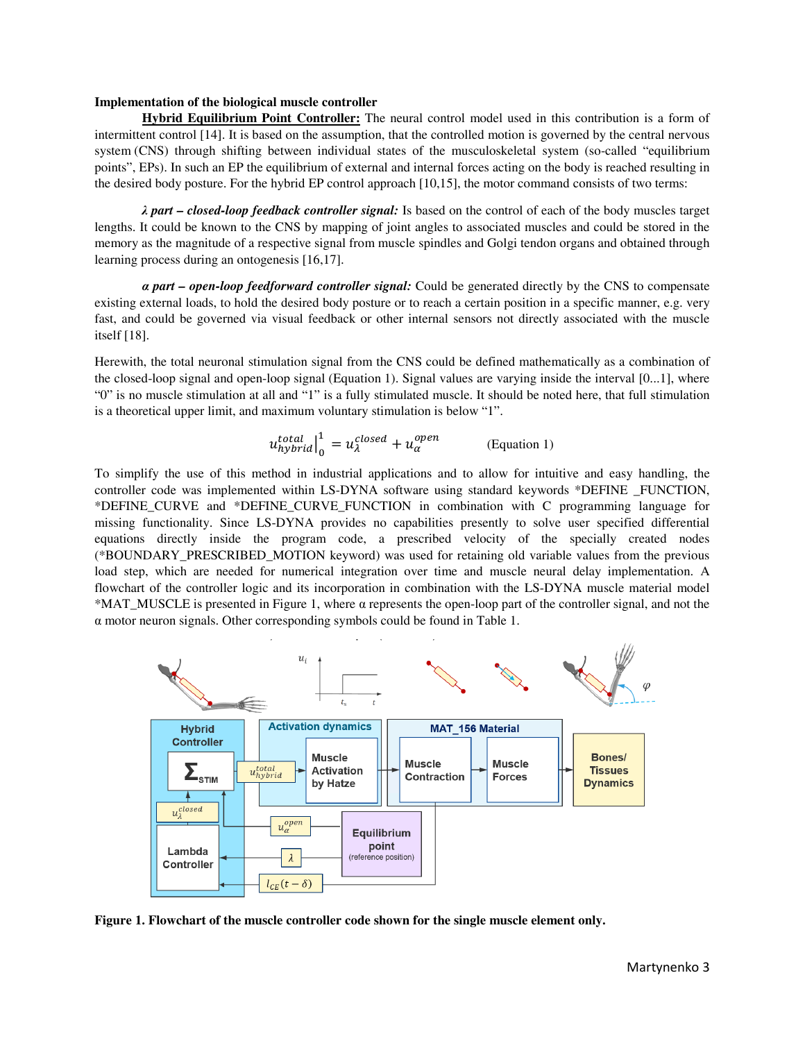**Implementation of the biological muscle controller**

**Hybrid Equilibrium Point Controller:** The neural control model used in this contribution is a form of intermittent control [14]. It is based on the assumption, that the controlled motion is governed by the central nervous system (CNS) through shifting between individual states of the musculoskeletal system (so-called "equilibrium points", EPs). In such an EP the equilibrium of external and internal forces acting on the body is reached resulting in the desired body posture. For the hybrid EP control approach [10,15], the motor command consists of two terms:

***λ part – closed-loop feedback controller signal:*** Is based on the control of each of the body muscles target lengths. It could be known to the CNS by mapping of joint angles to associated muscles and could be stored in the memory as the magnitude of a respective signal from muscle spindles and Golgi tendon organs and obtained through learning process during an ontogenesis [16,17].

***α part – open-loop feedforward controller signal:*** Could be generated directly by the CNS to compensate existing external loads, to hold the desired body posture or to reach a certain position in a specific manner, e.g. very fast, and could be governed via visual feedback or other internal sensors not directly associated with the muscle itself [18].

Herewith, the total neuronal stimulation signal from the CNS could be defined mathematically as a combination of the closed-loop signal and open-loop signal (Equation 1). Signal values are varying inside the interval [0...1], where "0" is no muscle stimulation at all and "1" is a fully stimulated muscle. It should be noted here, that full stimulation is a theoretical upper limit, and maximum voluntary stimulation is below "1".

$$u_{hybrid}^{total}\Big|_0^1 = u_\lambda^{closed} + u_\alpha^{open} \qquad \text{(Equation 1)}$$

To simplify the use of this method in industrial applications and to allow for intuitive and easy handling, the controller code was implemented within LS-DYNA software using standard keywords *DEFINE _FUNCTION, *DEFINE_CURVE and *DEFINE_CURVE_FUNCTION in combination with C programming language for missing functionality. Since LS-DYNA provides no capabilities presently to solve user specified differential equations directly inside the program code, a prescribed velocity of the specially created nodes (*BOUNDARY_PRESCRIBED_MOTION keyword) was used for retaining old variable values from the previous load step, which are needed for numerical integration over time and muscle neural delay implementation. A flowchart of the controller logic and its incorporation in combination with the LS-DYNA muscle material model *MAT_MUSCLE is presented in Figure 1, where α represents the open-loop part of the controller signal, and not the α motor neuron signals. Other corresponding symbols could be found in Table 1.

$u_i$

$t_s$ $t$

$\varphi$

Hybrid Controller

$\Sigma_{STIM}$

$u_\lambda^{closed}$

Lambda Controller

Activation dynamics

$u_{hybrid}^{total}$

Muscle Activation by Hatze

MAT_156 Material

Muscle Contraction

Muscle Forces

Bones/ Tissues Dynamics

$u_\alpha^{open}$

$\lambda$

Equilibrium point (reference position)

$l_{CE}(t-\delta)$

**Figure 1. Flowchart of the muscle controller code shown for the single muscle element only.**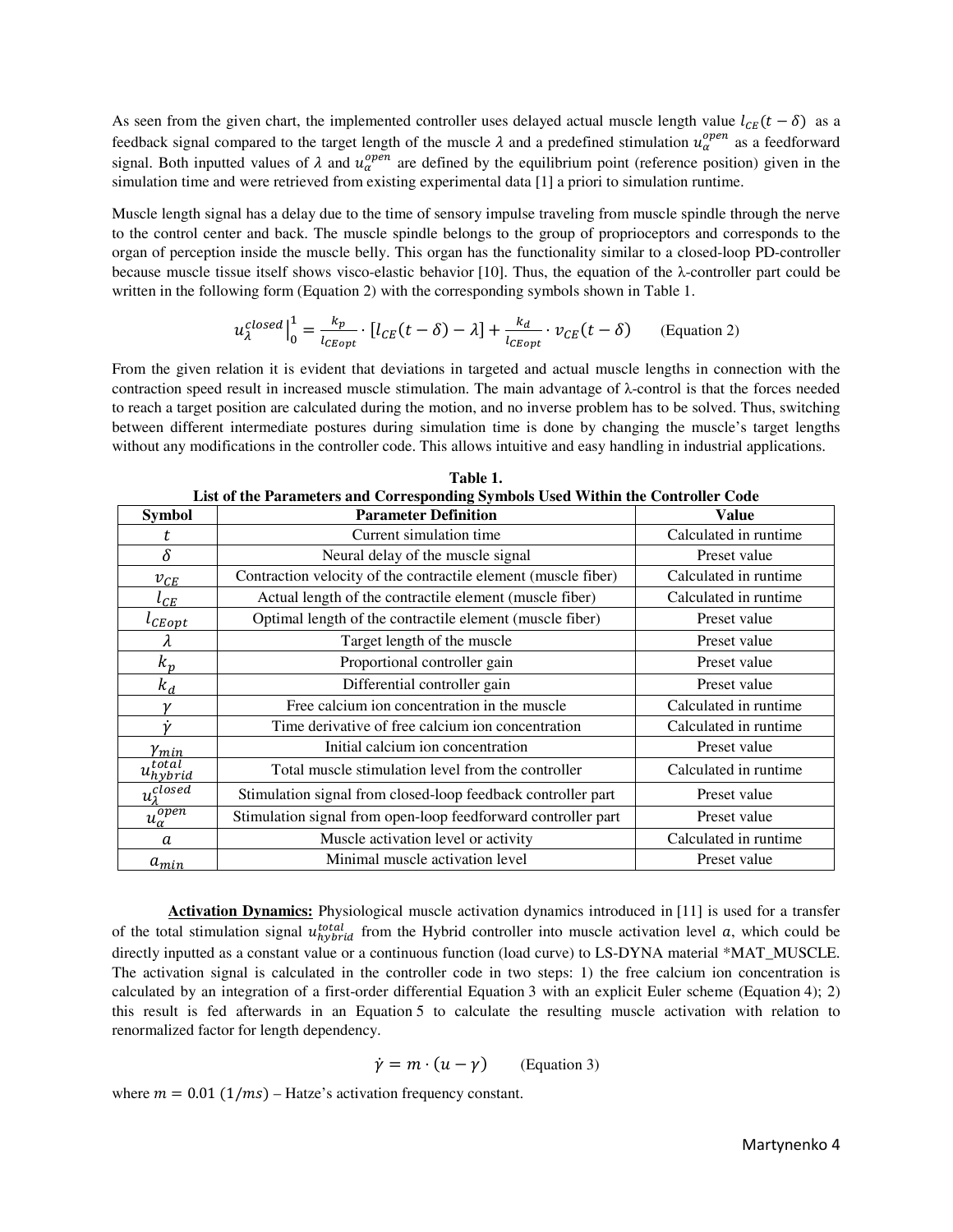As seen from the given chart, the implemented controller uses delayed actual muscle length value $l_{CE}(t-\delta)$ as a feedback signal compared to the target length of the muscle $\lambda$ and a predefined stimulation $u_{\alpha}^{open}$ as a feedforward signal. Both inputted values of $\lambda$ and $u_{\alpha}^{open}$ are defined by the equilibrium point (reference position) given in the simulation time and were retrieved from existing experimental data [1] a priori to simulation runtime.

Muscle length signal has a delay due to the time of sensory impulse traveling from muscle spindle through the nerve to the control center and back. The muscle spindle belongs to the group of proprioceptors and corresponds to the organ of perception inside the muscle belly. This organ has the functionality similar to a closed-loop PD-controller because muscle tissue itself shows visco-elastic behavior [10]. Thus, the equation of the λ-controller part could be written in the following form (Equation 2) with the corresponding symbols shown in Table 1.

$$u_{\lambda}^{closed}\Big|_{0}^{1} = \frac{k_p}{l_{CEopt}} \cdot [l_{CE}(t-\delta) - \lambda] + \frac{k_d}{l_{CEopt}} \cdot v_{CE}(t-\delta) \qquad \text{(Equation 2)}$$

From the given relation it is evident that deviations in targeted and actual muscle lengths in connection with the contraction speed result in increased muscle stimulation. The main advantage of λ-control is that the forces needed to reach a target position are calculated during the motion, and no inverse problem has to be solved. Thus, switching between different intermediate postures during simulation time is done by changing the muscle's target lengths without any modifications in the controller code. This allows intuitive and easy handling in industrial applications.

**Table 1.**
**List of the Parameters and Corresponding Symbols Used Within the Controller Code**

| Symbol | Parameter Definition | Value |
|---|---|---|
| $t$ | Current simulation time | Calculated in runtime |
| $\delta$ | Neural delay of the muscle signal | Preset value |
| $v_{CE}$ | Contraction velocity of the contractile element (muscle fiber) | Calculated in runtime |
| $l_{CE}$ | Actual length of the contractile element (muscle fiber) | Calculated in runtime |
| $l_{CEopt}$ | Optimal length of the contractile element (muscle fiber) | Preset value |
| $\lambda$ | Target length of the muscle | Preset value |
| $k_p$ | Proportional controller gain | Preset value |
| $k_d$ | Differential controller gain | Preset value |
| $\gamma$ | Free calcium ion concentration in the muscle | Calculated in runtime |
| $\dot{\gamma}$ | Time derivative of free calcium ion concentration | Calculated in runtime |
| $\gamma_{min}$ | Initial calcium ion concentration | Preset value |
| $u_{hybrid}^{total}$ | Total muscle stimulation level from the controller | Calculated in runtime |
| $u_{\lambda}^{closed}$ | Stimulation signal from closed-loop feedback controller part | Preset value |
| $u_{\alpha}^{open}$ | Stimulation signal from open-loop feedforward controller part | Preset value |
| $a$ | Muscle activation level or activity | Calculated in runtime |
| $a_{min}$ | Minimal muscle activation level | Preset value |

**Activation Dynamics:** Physiological muscle activation dynamics introduced in [11] is used for a transfer of the total stimulation signal $u_{hybrid}^{total}$ from the Hybrid controller into muscle activation level $a$, which could be directly inputted as a constant value or a continuous function (load curve) to LS-DYNA material *MAT_MUSCLE. The activation signal is calculated in the controller code in two steps: 1) the free calcium ion concentration is calculated by an integration of a first-order differential Equation 3 with an explicit Euler scheme (Equation 4); 2) this result is fed afterwards in an Equation 5 to calculate the resulting muscle activation with relation to renormalized factor for length dependency.

$$\dot{\gamma} = m \cdot (u - \gamma) \qquad \text{(Equation 3)}$$

where $m = 0.01\ (1/ms)$ – Hatze's activation frequency constant.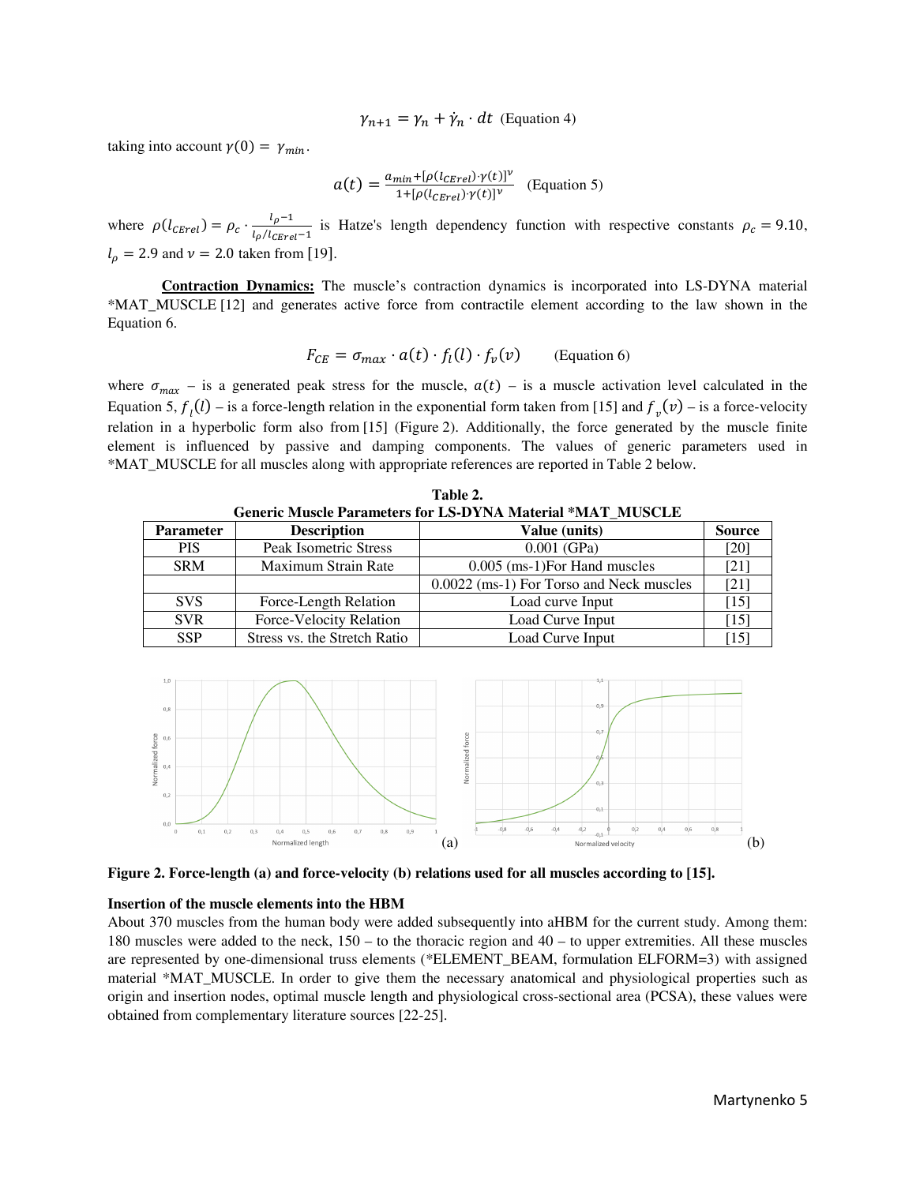$$\gamma_{n+1} = \gamma_n + \dot{\gamma}_n \cdot dt \quad \text{(Equation 4)}$$

taking into account $\gamma(0) = \gamma_{min}$.

$$a(t) = \frac{a_{min} + [\rho(l_{CErel}) \cdot \gamma(t)]^{\nu}}{1 + [\rho(l_{CErel}) \cdot \gamma(t)]^{\nu}} \quad \text{(Equation 5)}$$

where $\rho(l_{CErel}) = \rho_c \cdot \frac{l_\rho - 1}{l_\rho / l_{CErel} - 1}$ is Hatze's length dependency function with respective constants $\rho_c = 9.10$, $l_\rho = 2.9$ and $\nu = 2.0$ taken from [19].

**Contraction Dynamics:** The muscle's contraction dynamics is incorporated into LS-DYNA material *MAT_MUSCLE [12] and generates active force from contractile element according to the law shown in the Equation 6.

$$F_{CE} = \sigma_{max} \cdot a(t) \cdot f_l(l) \cdot f_v(v) \quad \text{(Equation 6)}$$

where $\sigma_{max}$ – is a generated peak stress for the muscle, $a(t)$ – is a muscle activation level calculated in the Equation 5, $f_l(l)$ – is a force-length relation in the exponential form taken from [15] and $f_v(v)$ – is a force-velocity relation in a hyperbolic form also from [15] (Figure 2). Additionally, the force generated by the muscle finite element is influenced by passive and damping components. The values of generic parameters used in *MAT_MUSCLE for all muscles along with appropriate references are reported in Table 2 below.

**Table 2.**
**Generic Muscle Parameters for LS-DYNA Material *MAT_MUSCLE**

| Parameter | Description | Value (units) | Source |
|---|---|---|---|
| PIS | Peak Isometric Stress | 0.001 (GPa) | [20] |
| SRM | Maximum Strain Rate | 0.005 (ms-1)For Hand muscles | [21] |
| | | 0.0022 (ms-1) For Torso and Neck muscles | [21] |
| SVS | Force-Length Relation | Load curve Input | [15] |
| SVR | Force-Velocity Relation | Load Curve Input | [15] |
| SSP | Stress vs. the Stretch Ratio | Load Curve Input | [15] |

Normalized force
Normalized length
(a)

Normalized force
Normalized velocity
(b)

**Figure 2. Force-length (a) and force-velocity (b) relations used for all muscles according to [15].**

**Insertion of the muscle elements into the HBM**

About 370 muscles from the human body were added subsequently into aHBM for the current study. Among them: 180 muscles were added to the neck, 150 – to the thoracic region and 40 – to upper extremities. All these muscles are represented by one-dimensional truss elements (*ELEMENT_BEAM, formulation ELFORM=3) with assigned material *MAT_MUSCLE. In order to give them the necessary anatomical and physiological properties such as origin and insertion nodes, optimal muscle length and physiological cross-sectional area (PCSA), these values were obtained from complementary literature sources [22-25].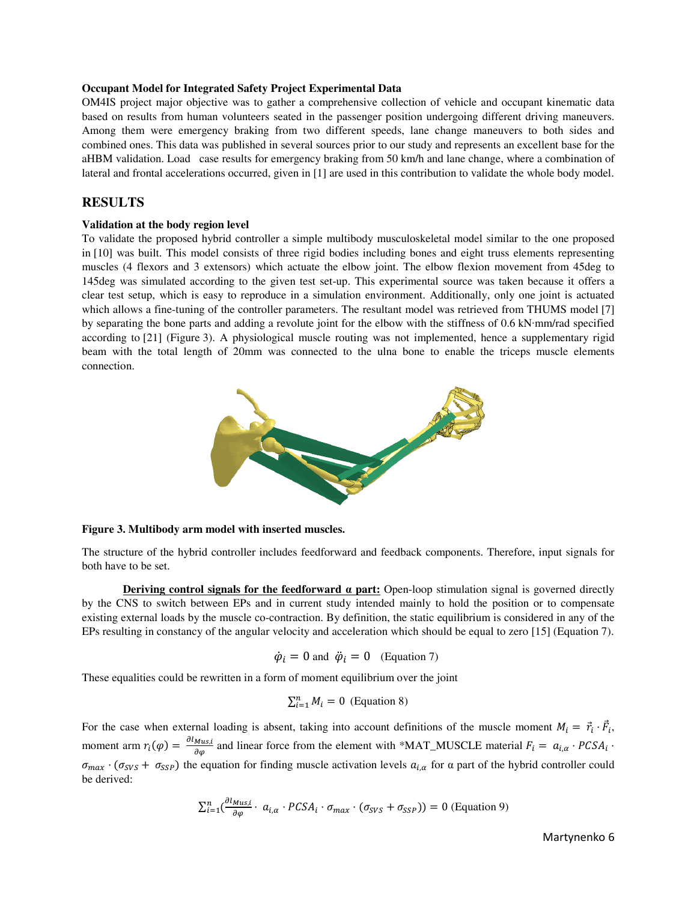**Occupant Model for Integrated Safety Project Experimental Data**

OM4IS project major objective was to gather a comprehensive collection of vehicle and occupant kinematic data based on results from human volunteers seated in the passenger position undergoing different driving maneuvers. Among them were emergency braking from two different speeds, lane change maneuvers to both sides and combined ones. This data was published in several sources prior to our study and represents an excellent base for the aHBM validation. Load case results for emergency braking from 50 km/h and lane change, where a combination of lateral and frontal accelerations occurred, given in [1] are used in this contribution to validate the whole body model.

## RESULTS

**Validation at the body region level**

To validate the proposed hybrid controller a simple multibody musculoskeletal model similar to the one proposed in [10] was built. This model consists of three rigid bodies including bones and eight truss elements representing muscles (4 flexors and 3 extensors) which actuate the elbow joint. The elbow flexion movement from 45deg to 145deg was simulated according to the given test set-up. This experimental source was taken because it offers a clear test setup, which is easy to reproduce in a simulation environment. Additionally, only one joint is actuated which allows a fine-tuning of the controller parameters. The resultant model was retrieved from THUMS model [7] by separating the bone parts and adding a revolute joint for the elbow with the stiffness of 0.6 kN·mm/rad specified according to [21] (Figure 3). A physiological muscle routing was not implemented, hence a supplementary rigid beam with the total length of 20mm was connected to the ulna bone to enable the triceps muscle elements connection.

**Figure 3. Multibody arm model with inserted muscles.**

The structure of the hybrid controller includes feedforward and feedback components. Therefore, input signals for both have to be set.

**<u>Deriving control signals for the feedforward α part:</u>** Open-loop stimulation signal is governed directly by the CNS to switch between EPs and in current study intended mainly to hold the position or to compensate existing external loads by the muscle co-contraction. By definition, the static equilibrium is considered in any of the EPs resulting in constancy of the angular velocity and acceleration which should be equal to zero [15] (Equation 7).

$$\dot{\varphi}_i = 0 \text{ and } \ddot{\varphi}_i = 0 \quad \text{(Equation 7)}$$

These equalities could be rewritten in a form of moment equilibrium over the joint

$$\sum_{i=1}^{n} M_i = 0 \quad \text{(Equation 8)}$$

For the case when external loading is absent, taking into account definitions of the muscle moment $M_i = \vec{r}_i \cdot \vec{F}_i$, moment arm $r_i(\varphi) = \frac{\partial l_{Mus,i}}{\partial \varphi}$ and linear force from the element with *MAT_MUSCLE material $F_i = a_{i,\alpha} \cdot PCSA_i \cdot \sigma_{max} \cdot (\sigma_{SVS} + \sigma_{SSP})$ the equation for finding muscle activation levels $a_{i,\alpha}$ for α part of the hybrid controller could be derived:

$$\sum_{i=1}^{n} \left( \frac{\partial l_{Mus,i}}{\partial \varphi} \cdot a_{i,\alpha} \cdot PCSA_i \cdot \sigma_{max} \cdot (\sigma_{SVS} + \sigma_{SSP}) \right) = 0 \quad \text{(Equation 9)}$$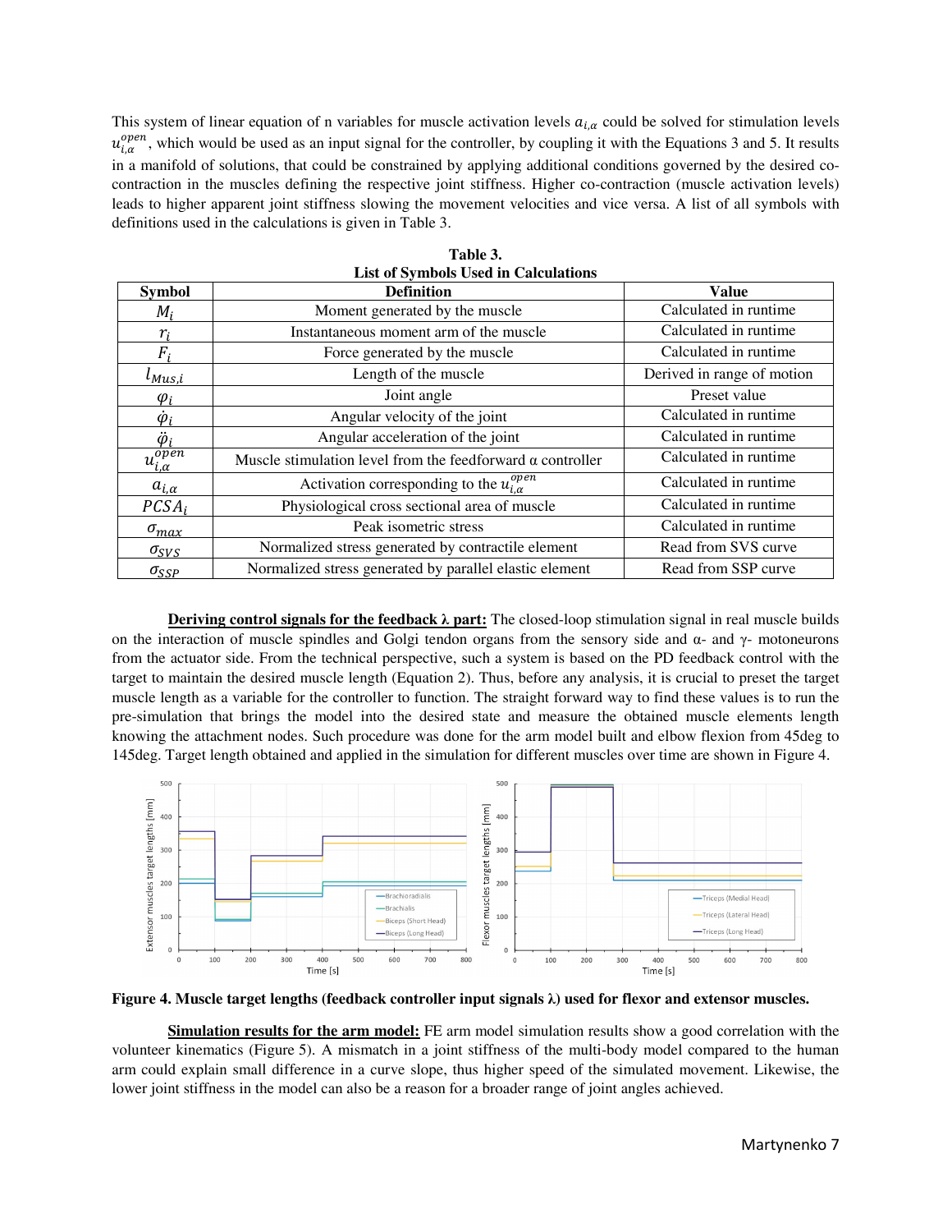This system of linear equation of n variables for muscle activation levels $a_{i,\alpha}$ could be solved for stimulation levels $u_{i,\alpha}^{open}$, which would be used as an input signal for the controller, by coupling it with the Equations 3 and 5. It results in a manifold of solutions, that could be constrained by applying additional conditions governed by the desired co-contraction in the muscles defining the respective joint stiffness. Higher co-contraction (muscle activation levels) leads to higher apparent joint stiffness slowing the movement velocities and vice versa. A list of all symbols with definitions used in the calculations is given in Table 3.

**Table 3.**
**List of Symbols Used in Calculations**

| Symbol | Definition | Value |
|---|---|---|
| $M_i$ | Moment generated by the muscle | Calculated in runtime |
| $r_i$ | Instantaneous moment arm of the muscle | Calculated in runtime |
| $F_i$ | Force generated by the muscle | Calculated in runtime |
| $l_{Mus,i}$ | Length of the muscle | Derived in range of motion |
| $\varphi_i$ | Joint angle | Preset value |
| $\dot{\varphi}_i$ | Angular velocity of the joint | Calculated in runtime |
| $\ddot{\varphi}_i$ | Angular acceleration of the joint | Calculated in runtime |
| $u_{i,\alpha}^{open}$ | Muscle stimulation level from the feedforward α controller | Calculated in runtime |
| $a_{i,\alpha}$ | Activation corresponding to the $u_{i,\alpha}^{open}$ | Calculated in runtime |
| $PCSA_i$ | Physiological cross sectional area of muscle | Calculated in runtime |
| $\sigma_{max}$ | Peak isometric stress | Calculated in runtime |
| $\sigma_{SVS}$ | Normalized stress generated by contractile element | Read from SVS curve |
| $\sigma_{SSP}$ | Normalized stress generated by parallel elastic element | Read from SSP curve |

**Deriving control signals for the feedback λ part:** The closed-loop stimulation signal in real muscle builds on the interaction of muscle spindles and Golgi tendon organs from the sensory side and α- and γ- motoneurons from the actuator side. From the technical perspective, such a system is based on the PD feedback control with the target to maintain the desired muscle length (Equation 2). Thus, before any analysis, it is crucial to preset the target muscle length as a variable for the controller to function. The straight forward way to find these values is to run the pre-simulation that brings the model into the desired state and measure the obtained muscle elements length knowing the attachment nodes. Such procedure was done for the arm model built and elbow flexion from 45deg to 145deg. Target length obtained and applied in the simulation for different muscles over time are shown in Figure 4.

Extensor muscles target lengths [mm]
0 100 200 300 400 500
Time [s]
0 100 200 300 400 500 600 700 800
Brachioradialis
Brachialis
Biceps (Short Head)
Biceps (Long Head)

Flexor muscles target lengths [mm]
0 100 200 300 400 500
Time [s]
0 100 200 300 400 500 600 700 800
Triceps (Medial Head)
Triceps (Lateral Head)
Triceps (Long Head)

**Figure 4. Muscle target lengths (feedback controller input signals λ) used for flexor and extensor muscles.**

**Simulation results for the arm model:** FE arm model simulation results show a good correlation with the volunteer kinematics (Figure 5). A mismatch in a joint stiffness of the multi-body model compared to the human arm could explain small difference in a curve slope, thus higher speed of the simulated movement. Likewise, the lower joint stiffness in the model can also be a reason for a broader range of joint angles achieved.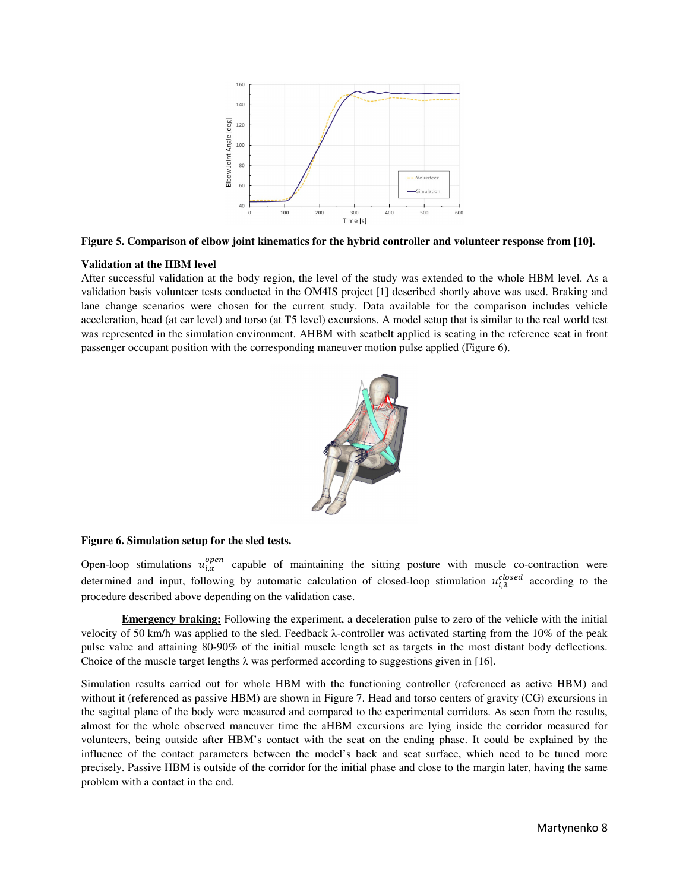**Figure 5. Comparison of elbow joint kinematics for the hybrid controller and volunteer response from [10].**

**Validation at the HBM level**

After successful validation at the body region, the level of the study was extended to the whole HBM level. As a validation basis volunteer tests conducted in the OM4IS project [1] described shortly above was used. Braking and lane change scenarios were chosen for the current study. Data available for the comparison includes vehicle acceleration, head (at ear level) and torso (at T5 level) excursions. A model setup that is similar to the real world test was represented in the simulation environment. AHBM with seatbelt applied is seating in the reference seat in front passenger occupant position with the corresponding maneuver motion pulse applied (Figure 6).

**Figure 6. Simulation setup for the sled tests.**

Open-loop stimulations $u_{i,\alpha}^{open}$ capable of maintaining the sitting posture with muscle co-contraction were determined and input, following by automatic calculation of closed-loop stimulation $u_{i,\lambda}^{closed}$ according to the procedure described above depending on the validation case.

**Emergency braking:** Following the experiment, a deceleration pulse to zero of the vehicle with the initial velocity of 50 km/h was applied to the sled. Feedback λ-controller was activated starting from the 10% of the peak pulse value and attaining 80-90% of the initial muscle length set as targets in the most distant body deflections. Choice of the muscle target lengths λ was performed according to suggestions given in [16].

Simulation results carried out for whole HBM with the functioning controller (referenced as active HBM) and without it (referenced as passive HBM) are shown in Figure 7. Head and torso centers of gravity (CG) excursions in the sagittal plane of the body were measured and compared to the experimental corridors. As seen from the results, almost for the whole observed maneuver time the aHBM excursions are lying inside the corridor measured for volunteers, being outside after HBM's contact with the seat on the ending phase. It could be explained by the influence of the contact parameters between the model's back and seat surface, which need to be tuned more precisely. Passive HBM is outside of the corridor for the initial phase and close to the margin later, having the same problem with a contact in the end.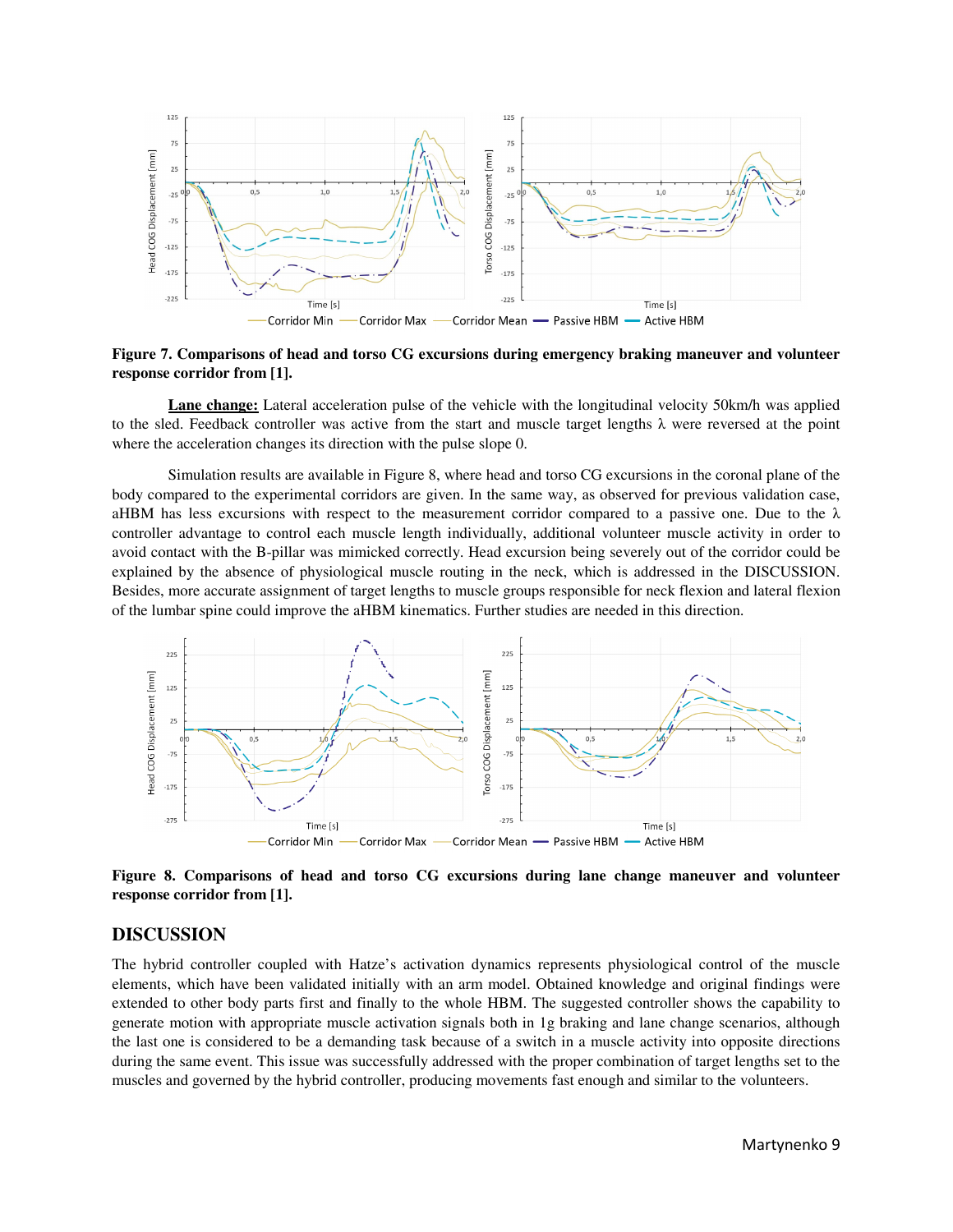Head COG Displacement [mm]

125
75
25
-25
-75
-125
-175
-225

0,0
0,5
1,0
1,5
2,0

Time [s]

Torso COG Displacement [mm]

125
75
25
-25
-75
-125
-175
-225

0,0
0,5
1,0
1,5
2,0

Time [s]

Corridor Min   Corridor Max   Corridor Mean   Passive HBM   Active HBM

**Figure 7. Comparisons of head and torso CG excursions during emergency braking maneuver and volunteer response corridor from [1].**

**Lane change:** Lateral acceleration pulse of the vehicle with the longitudinal velocity 50km/h was applied to the sled. Feedback controller was active from the start and muscle target lengths λ were reversed at the point where the acceleration changes its direction with the pulse slope 0.

Simulation results are available in Figure 8, where head and torso CG excursions in the coronal plane of the body compared to the experimental corridors are given. In the same way, as observed for previous validation case, aHBM has less excursions with respect to the measurement corridor compared to a passive one. Due to the λ controller advantage to control each muscle length individually, additional volunteer muscle activity in order to avoid contact with the B-pillar was mimicked correctly. Head excursion being severely out of the corridor could be explained by the absence of physiological muscle routing in the neck, which is addressed in the DISCUSSION. Besides, more accurate assignment of target lengths to muscle groups responsible for neck flexion and lateral flexion of the lumbar spine could improve the aHBM kinematics. Further studies are needed in this direction.

Head COG Displacement [mm]

225
125
25
-75
-175
-275

0,0
0,5
1,0
1,5
2,0

Time [s]

Torso COG Displacement [mm]

225
125
25
-75
-175
-275

0,0
0,5
1,0
1,5
2,0

Time [s]

Corridor Min   Corridor Max   Corridor Mean   Passive HBM   Active HBM

**Figure 8. Comparisons of head and torso CG excursions during lane change maneuver and volunteer response corridor from [1].**

## DISCUSSION

The hybrid controller coupled with Hatze's activation dynamics represents physiological control of the muscle elements, which have been validated initially with an arm model. Obtained knowledge and original findings were extended to other body parts first and finally to the whole HBM. The suggested controller shows the capability to generate motion with appropriate muscle activation signals both in 1g braking and lane change scenarios, although the last one is considered to be a demanding task because of a switch in a muscle activity into opposite directions during the same event. This issue was successfully addressed with the proper combination of target lengths set to the muscles and governed by the hybrid controller, producing movements fast enough and similar to the volunteers.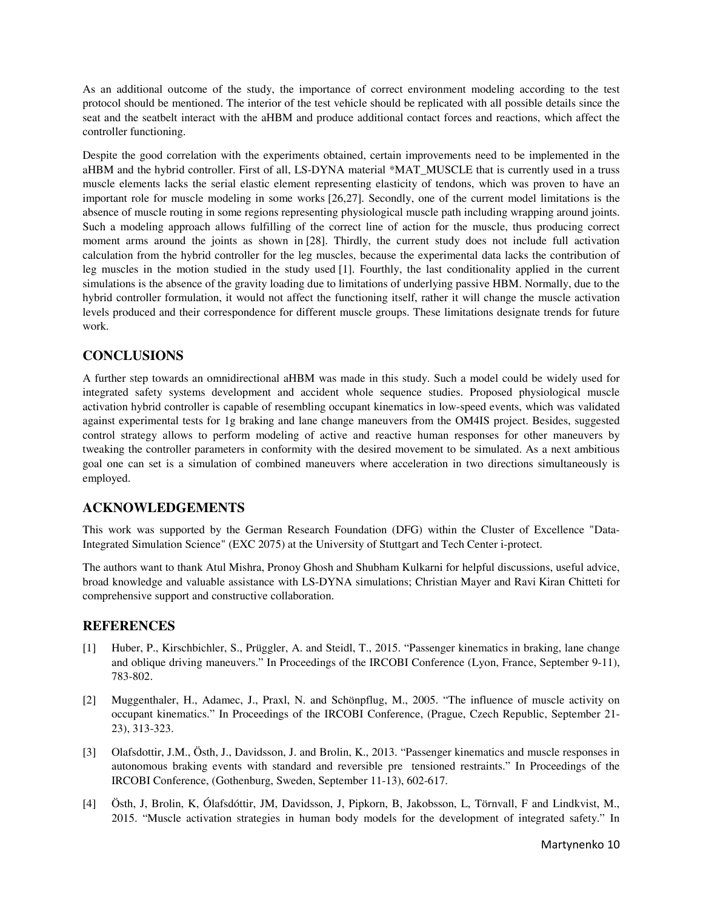As an additional outcome of the study, the importance of correct environment modeling according to the test protocol should be mentioned. The interior of the test vehicle should be replicated with all possible details since the seat and the seatbelt interact with the aHBM and produce additional contact forces and reactions, which affect the controller functioning.

Despite the good correlation with the experiments obtained, certain improvements need to be implemented in the aHBM and the hybrid controller. First of all, LS-DYNA material *MAT_MUSCLE that is currently used in a truss muscle elements lacks the serial elastic element representing elasticity of tendons, which was proven to have an important role for muscle modeling in some works [26,27]. Secondly, one of the current model limitations is the absence of muscle routing in some regions representing physiological muscle path including wrapping around joints. Such a modeling approach allows fulfilling of the correct line of action for the muscle, thus producing correct moment arms around the joints as shown in [28]. Thirdly, the current study does not include full activation calculation from the hybrid controller for the leg muscles, because the experimental data lacks the contribution of leg muscles in the motion studied in the study used [1]. Fourthly, the last conditionality applied in the current simulations is the absence of the gravity loading due to limitations of underlying passive HBM. Normally, due to the hybrid controller formulation, it would not affect the functioning itself, rather it will change the muscle activation levels produced and their correspondence for different muscle groups. These limitations designate trends for future work.

## CONCLUSIONS

A further step towards an omnidirectional aHBM was made in this study. Such a model could be widely used for integrated safety systems development and accident whole sequence studies. Proposed physiological muscle activation hybrid controller is capable of resembling occupant kinematics in low-speed events, which was validated against experimental tests for 1g braking and lane change maneuvers from the OM4IS project. Besides, suggested control strategy allows to perform modeling of active and reactive human responses for other maneuvers by tweaking the controller parameters in conformity with the desired movement to be simulated. As a next ambitious goal one can set is a simulation of combined maneuvers where acceleration in two directions simultaneously is employed.

## ACKNOWLEDGEMENTS

This work was supported by the German Research Foundation (DFG) within the Cluster of Excellence "Data-Integrated Simulation Science" (EXC 2075) at the University of Stuttgart and Tech Center i-protect.

The authors want to thank Atul Mishra, Pronoy Ghosh and Shubham Kulkarni for helpful discussions, useful advice, broad knowledge and valuable assistance with LS-DYNA simulations; Christian Mayer and Ravi Kiran Chitteti for comprehensive support and constructive collaboration.

## REFERENCES

[1] Huber, P., Kirschbichler, S., Prüggler, A. and Steidl, T., 2015. "Passenger kinematics in braking, lane change and oblique driving maneuvers." In Proceedings of the IRCOBI Conference (Lyon, France, September 9-11), 783-802.

[2] Muggenthaler, H., Adamec, J., Praxl, N. and Schönpflug, M., 2005. "The influence of muscle activity on occupant kinematics." In Proceedings of the IRCOBI Conference, (Prague, Czech Republic, September 21-23), 313-323.

[3] Olafsdottir, J.M., Östh, J., Davidsson, J. and Brolin, K., 2013. "Passenger kinematics and muscle responses in autonomous braking events with standard and reversible pre tensioned restraints." In Proceedings of the IRCOBI Conference, (Gothenburg, Sweden, September 11-13), 602-617.

[4] Östh, J, Brolin, K, Ólafsdóttir, JM, Davidsson, J, Pipkorn, B, Jakobsson, L, Törnvall, F and Lindkvist, M., 2015. "Muscle activation strategies in human body models for the development of integrated safety." In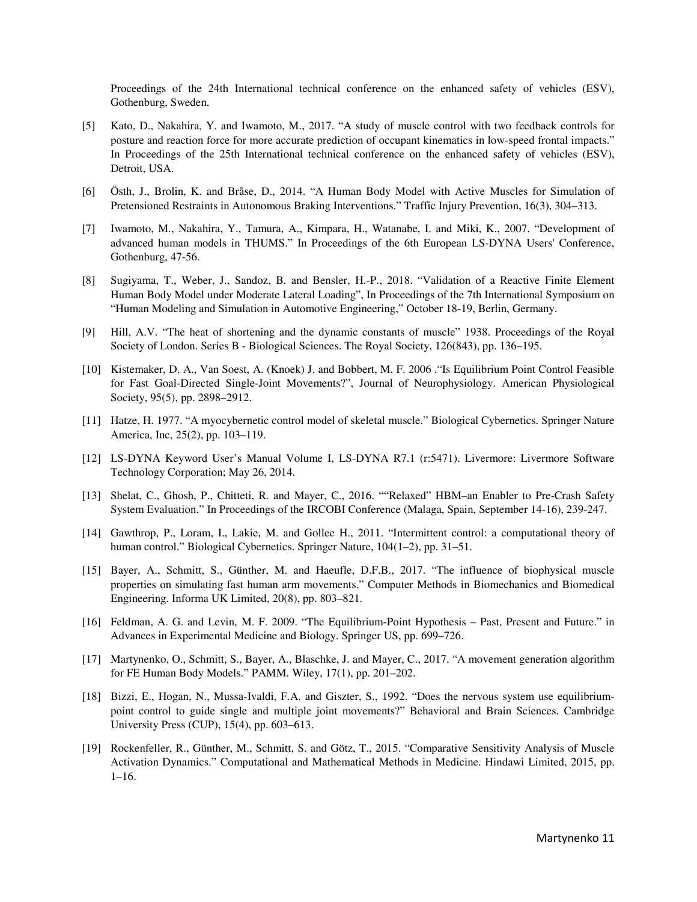Proceedings of the 24th International technical conference on the enhanced safety of vehicles (ESV), Gothenburg, Sweden.

[5] Kato, D., Nakahira, Y. and Iwamoto, M., 2017. "A study of muscle control with two feedback controls for posture and reaction force for more accurate prediction of occupant kinematics in low-speed frontal impacts." In Proceedings of the 25th International technical conference on the enhanced safety of vehicles (ESV), Detroit, USA.

[6] Östh, J., Brolin, K. and Bråse, D., 2014. "A Human Body Model with Active Muscles for Simulation of Pretensioned Restraints in Autonomous Braking Interventions." Traffic Injury Prevention, 16(3), 304–313.

[7] Iwamoto, M., Nakahira, Y., Tamura, A., Kimpara, H., Watanabe, I. and Miki, K., 2007. "Development of advanced human models in THUMS." In Proceedings of the 6th European LS-DYNA Users' Conference, Gothenburg, 47-56.

[8] Sugiyama, T., Weber, J., Sandoz, B. and Bensler, H.-P., 2018. "Validation of a Reactive Finite Element Human Body Model under Moderate Lateral Loading", In Proceedings of the 7th International Symposium on "Human Modeling and Simulation in Automotive Engineering," October 18-19, Berlin, Germany.

[9] Hill, A.V. "The heat of shortening and the dynamic constants of muscle" 1938. Proceedings of the Royal Society of London. Series B - Biological Sciences. The Royal Society, 126(843), pp. 136–195.

[10] Kistemaker, D. A., Van Soest, A. (Knoek) J. and Bobbert, M. F. 2006 ."Is Equilibrium Point Control Feasible for Fast Goal-Directed Single-Joint Movements?", Journal of Neurophysiology. American Physiological Society, 95(5), pp. 2898–2912.

[11] Hatze, H. 1977. "A myocybernetic control model of skeletal muscle." Biological Cybernetics. Springer Nature America, Inc, 25(2), pp. 103–119.

[12] LS-DYNA Keyword User's Manual Volume I, LS-DYNA R7.1 (r:5471). Livermore: Livermore Software Technology Corporation; May 26, 2014.

[13] Shelat, C., Ghosh, P., Chitteti, R. and Mayer, C., 2016. ""Relaxed" HBM–an Enabler to Pre-Crash Safety System Evaluation." In Proceedings of the IRCOBI Conference (Malaga, Spain, September 14-16), 239-247.

[14] Gawthrop, P., Loram, I., Lakie, M. and Gollee H., 2011. "Intermittent control: a computational theory of human control." Biological Cybernetics. Springer Nature, 104(1–2), pp. 31–51.

[15] Bayer, A., Schmitt, S., Günther, M. and Haeufle, D.F.B., 2017. "The influence of biophysical muscle properties on simulating fast human arm movements." Computer Methods in Biomechanics and Biomedical Engineering. Informa UK Limited, 20(8), pp. 803–821.

[16] Feldman, A. G. and Levin, M. F. 2009. "The Equilibrium-Point Hypothesis – Past, Present and Future." in Advances in Experimental Medicine and Biology. Springer US, pp. 699–726.

[17] Martynenko, O., Schmitt, S., Bayer, A., Blaschke, J. and Mayer, C., 2017. "A movement generation algorithm for FE Human Body Models." PAMM. Wiley, 17(1), pp. 201–202.

[18] Bizzi, E., Hogan, N., Mussa-Ivaldi, F.A. and Giszter, S., 1992. "Does the nervous system use equilibrium-point control to guide single and multiple joint movements?" Behavioral and Brain Sciences. Cambridge University Press (CUP), 15(4), pp. 603–613.

[19] Rockenfeller, R., Günther, M., Schmitt, S. and Götz, T., 2015. "Comparative Sensitivity Analysis of Muscle Activation Dynamics." Computational and Mathematical Methods in Medicine. Hindawi Limited, 2015, pp. 1–16.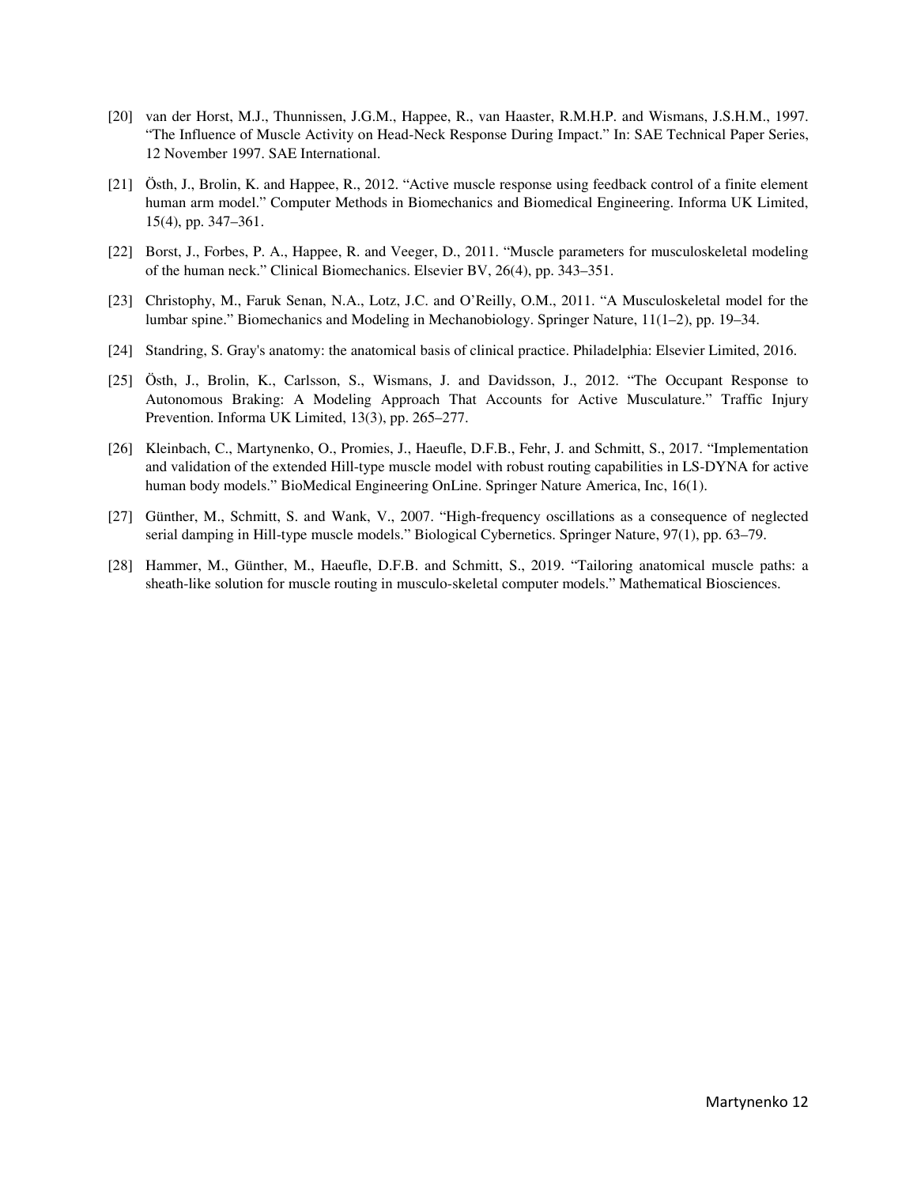[20] van der Horst, M.J., Thunnissen, J.G.M., Happee, R., van Haaster, R.M.H.P. and Wismans, J.S.H.M., 1997. "The Influence of Muscle Activity on Head-Neck Response During Impact." In: SAE Technical Paper Series, 12 November 1997. SAE International.

[21] Östh, J., Brolin, K. and Happee, R., 2012. "Active muscle response using feedback control of a finite element human arm model." Computer Methods in Biomechanics and Biomedical Engineering. Informa UK Limited, 15(4), pp. 347–361.

[22] Borst, J., Forbes, P. A., Happee, R. and Veeger, D., 2011. "Muscle parameters for musculoskeletal modeling of the human neck." Clinical Biomechanics. Elsevier BV, 26(4), pp. 343–351.

[23] Christophy, M., Faruk Senan, N.A., Lotz, J.C. and O'Reilly, O.M., 2011. "A Musculoskeletal model for the lumbar spine." Biomechanics and Modeling in Mechanobiology. Springer Nature, 11(1–2), pp. 19–34.

[24] Standring, S. Gray's anatomy: the anatomical basis of clinical practice. Philadelphia: Elsevier Limited, 2016.

[25] Östh, J., Brolin, K., Carlsson, S., Wismans, J. and Davidsson, J., 2012. "The Occupant Response to Autonomous Braking: A Modeling Approach That Accounts for Active Musculature." Traffic Injury Prevention. Informa UK Limited, 13(3), pp. 265–277.

[26] Kleinbach, C., Martynenko, O., Promies, J., Haeufle, D.F.B., Fehr, J. and Schmitt, S., 2017. "Implementation and validation of the extended Hill-type muscle model with robust routing capabilities in LS-DYNA for active human body models." BioMedical Engineering OnLine. Springer Nature America, Inc, 16(1).

[27] Günther, M., Schmitt, S. and Wank, V., 2007. "High-frequency oscillations as a consequence of neglected serial damping in Hill-type muscle models." Biological Cybernetics. Springer Nature, 97(1), pp. 63–79.

[28] Hammer, M., Günther, M., Haeufle, D.F.B. and Schmitt, S., 2019. "Tailoring anatomical muscle paths: a sheath-like solution for muscle routing in musculo-skeletal computer models." Mathematical Biosciences.